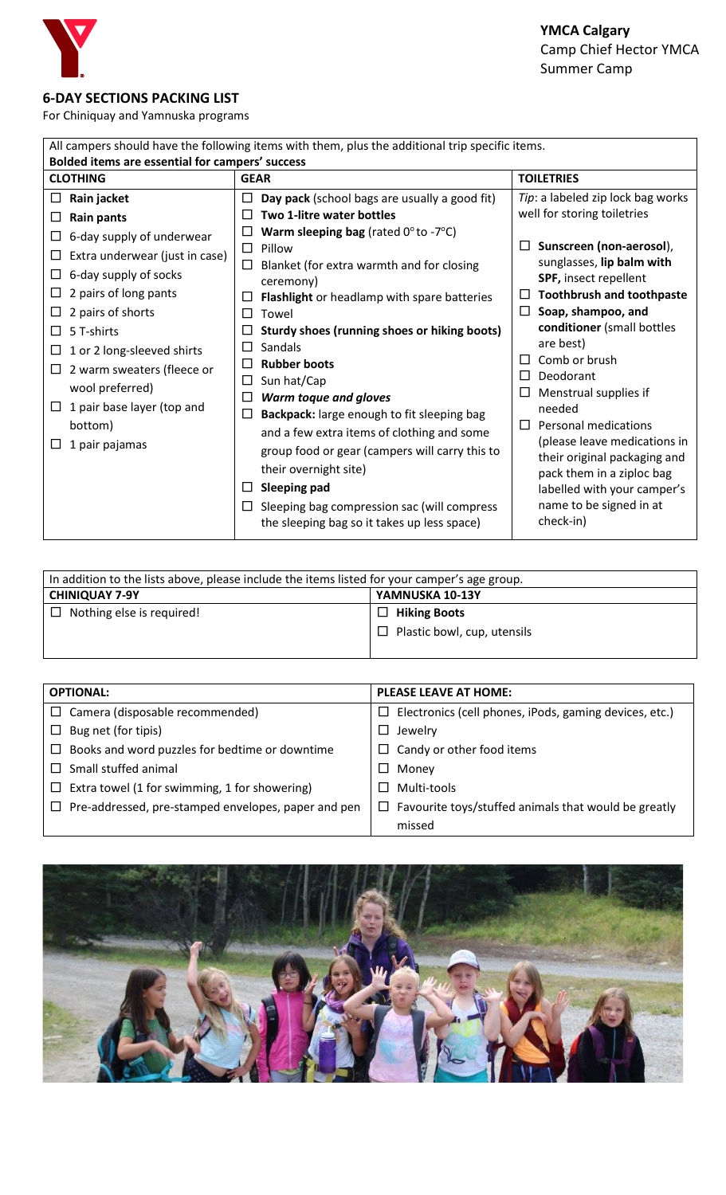**YMCA Calgary**
Camp Chief Hector YMCA
Summer Camp

## 6-DAY SECTIONS PACKING LIST

For Chiniquay and Yamnuska programs

All campers should have the following items with them, plus the additional trip specific items.
**Bolded items are essential for campers' success**

| CLOTHING | GEAR | TOILETRIES |
|---|---|---|
| ☐ **Rain jacket** | ☐ **Day pack** (school bags are usually a good fit) | *Tip*: a labeled zip lock bag works well for storing toiletries |
| ☐ **Rain pants** | ☐ **Two 1-litre water bottles** | ☐ **Sunscreen (non-aerosol)**, sunglasses, **lip balm with SPF,** insect repellent |
| ☐ 6-day supply of underwear | ☐ **Warm sleeping bag** (rated 0°to -7°C) | ☐ **Toothbrush and toothpaste** |
| ☐ Extra underwear (just in case) | ☐ Pillow | ☐ **Soap, shampoo, and conditioner** (small bottles are best) |
| ☐ 6-day supply of socks | ☐ Blanket (for extra warmth and for closing ceremony) | ☐ Comb or brush |
| ☐ 2 pairs of long pants | ☐ **Flashlight** or headlamp with spare batteries | ☐ Deodorant |
| ☐ 2 pairs of shorts | ☐ Towel | ☐ Menstrual supplies if needed |
| ☐ 5 T-shirts | ☐ **Sturdy shoes (running shoes or hiking boots)** | ☐ Personal medications (please leave medications in their original packaging and pack them in a ziploc bag labelled with your camper's name to be signed in at check-in) |
| ☐ 1 or 2 long-sleeved shirts | ☐ Sandals | |
| ☐ 2 warm sweaters (fleece or wool preferred) | ☐ **Rubber boots** | |
| ☐ 1 pair base layer (top and bottom) | ☐ Sun hat/Cap | |
| ☐ 1 pair pajamas | ☐ ***Warm toque and gloves*** | |
| | ☐ **Backpack:** large enough to fit sleeping bag and a few extra items of clothing and some group food or gear (campers will carry this to their overnight site) | |
| | ☐ **Sleeping pad** | |
| | ☐ Sleeping bag compression sac (will compress the sleeping bag so it takes up less space) | |

In addition to the lists above, please include the items listed for your camper's age group.

| CHINIQUAY 7-9Y | YAMNUSKA 10-13Y |
|---|---|
| ☐ Nothing else is required! | ☐ **Hiking Boots** |
| | ☐ Plastic bowl, cup, utensils |

| OPTIONAL: | PLEASE LEAVE AT HOME: |
|---|---|
| ☐ Camera (disposable recommended) | ☐ Electronics (cell phones, iPods, gaming devices, etc.) |
| ☐ Bug net (for tipis) | ☐ Jewelry |
| ☐ Books and word puzzles for bedtime or downtime | ☐ Candy or other food items |
| ☐ Small stuffed animal | ☐ Money |
| ☐ Extra towel (1 for swimming, 1 for showering) | ☐ Multi-tools |
| ☐ Pre-addressed, pre-stamped envelopes, paper and pen | ☐ Favourite toys/stuffed animals that would be greatly missed |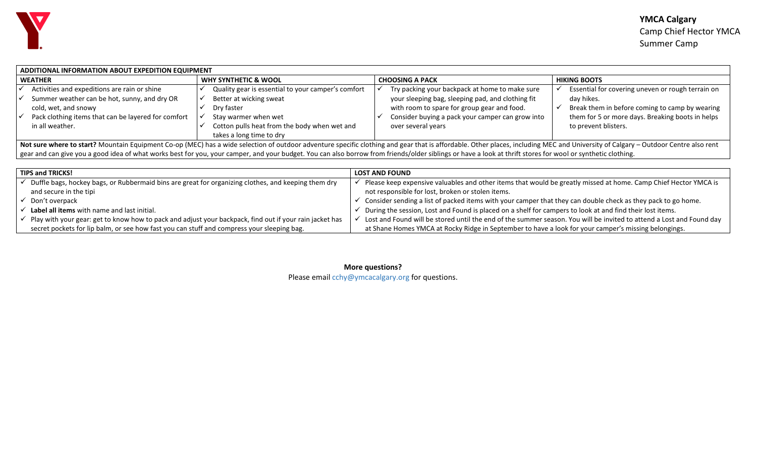**YMCA Calgary**
Camp Chief Hector YMCA
Summer Camp

| ADDITIONAL INFORMATION ABOUT EXPEDITION EQUIPMENT | | | |
|---|---|---|---|
| **WEATHER** | **WHY SYNTHETIC & WOOL** | **CHOOSING A PACK** | **HIKING BOOTS** |
| ✓ Activities and expeditions are rain or shine<br>✓ Summer weather can be hot, sunny, and dry OR cold, wet, and snowy<br>✓ Pack clothing items that can be layered for comfort in all weather. | ✓ Quality gear is essential to your camper's comfort<br>✓ Better at wicking sweat<br>✓ Dry faster<br>✓ Stay warmer when wet<br>✓ Cotton pulls heat from the body when wet and takes a long time to dry | ✓ Try packing your backpack at home to make sure your sleeping bag, sleeping pad, and clothing fit with room to spare for group gear and food.<br>✓ Consider buying a pack your camper can grow into over several years | ✓ Essential for covering uneven or rough terrain on day hikes.<br>✓ Break them in before coming to camp by wearing them for 5 or more days. Breaking boots in helps to prevent blisters. |

**Not sure where to start?** Mountain Equipment Co-op (MEC) has a wide selection of outdoor adventure specific clothing and gear that is affordable. Other places, including MEC and University of Calgary – Outdoor Centre also rent gear and can give you a good idea of what works best for you, your camper, and your budget. You can also borrow from friends/older siblings or have a look at thrift stores for wool or synthetic clothing.

| TIPS and TRICKS! | LOST AND FOUND |
|---|---|
| ✓ Duffle bags, hockey bags, or Rubbermaid bins are great for organizing clothes, and keeping them dry and secure in the tipi<br>✓ Don't overpack<br>✓ **Label all items** with name and last initial.<br>✓ Play with your gear: get to know how to pack and adjust your backpack, find out if your rain jacket has secret pockets for lip balm, or see how fast you can stuff and compress your sleeping bag. | ✓ Please keep expensive valuables and other items that would be greatly missed at home. Camp Chief Hector YMCA is not responsible for lost, broken or stolen items.<br>✓ Consider sending a list of packed items with your camper that they can double check as they pack to go home.<br>✓ During the session, Lost and Found is placed on a shelf for campers to look at and find their lost items.<br>✓ Lost and Found will be stored until the end of the summer season. You will be invited to attend a Lost and Found day at Shane Homes YMCA at Rocky Ridge in September to have a look for your camper's missing belongings. |

**More questions?**
Please email cchy@ymcacalgary.org for questions.